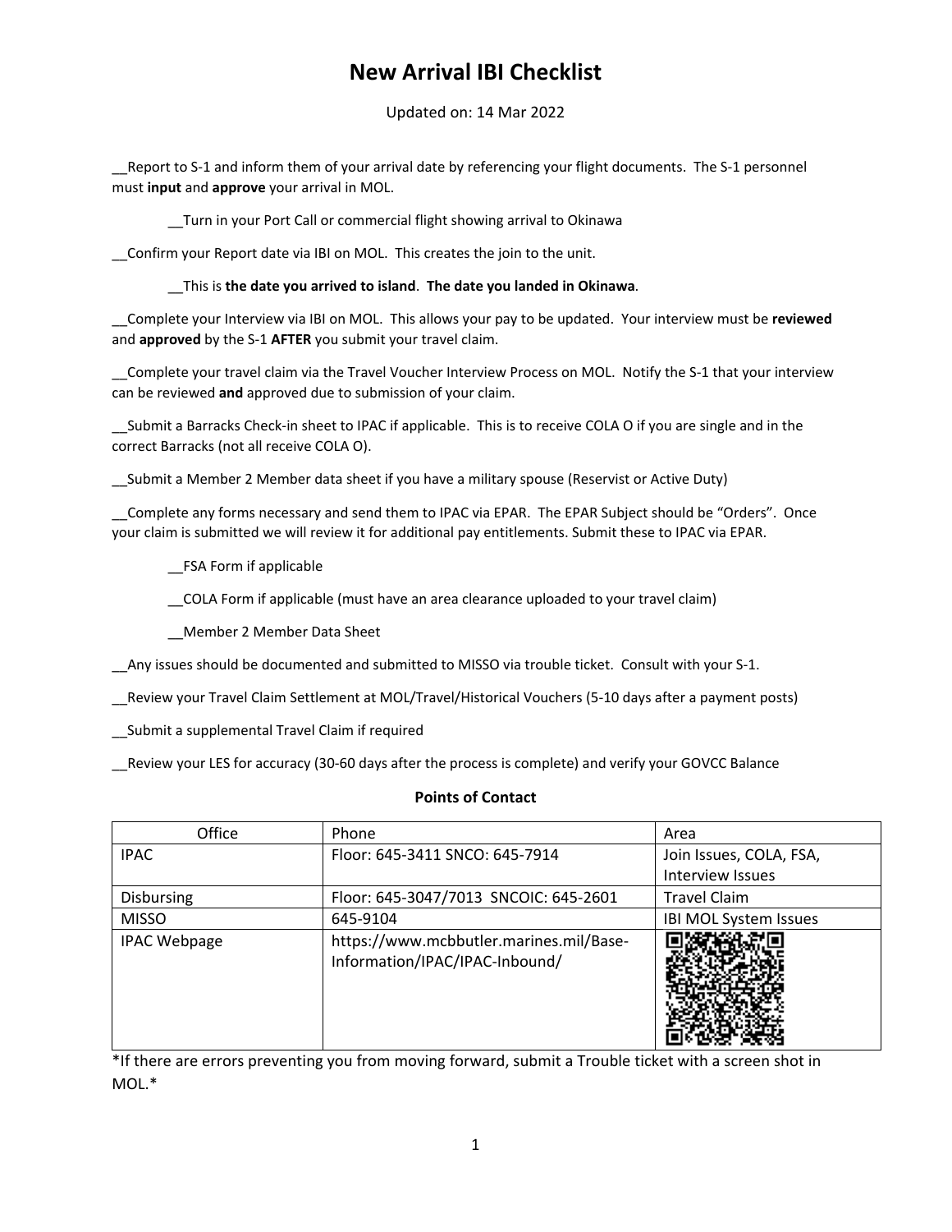# New Arrival IBI Checklist

Updated on: 14 Mar 2022

__Report to S-1 and inform them of your arrival date by referencing your flight documents. The S-1 personnel must **input** and **approve** your arrival in MOL.

  __Turn in your Port Call or commercial flight showing arrival to Okinawa

__Confirm your Report date via IBI on MOL. This creates the join to the unit.

  __This is **the date you arrived to island**. **The date you landed in Okinawa**.

__Complete your Interview via IBI on MOL. This allows your pay to be updated. Your interview must be **reviewed** and **approved** by the S-1 **AFTER** you submit your travel claim.

__Complete your travel claim via the Travel Voucher Interview Process on MOL. Notify the S-1 that your interview can be reviewed **and** approved due to submission of your claim.

__Submit a Barracks Check-in sheet to IPAC if applicable. This is to receive COLA O if you are single and in the correct Barracks (not all receive COLA O).

__Submit a Member 2 Member data sheet if you have a military spouse (Reservist or Active Duty)

__Complete any forms necessary and send them to IPAC via EPAR. The EPAR Subject should be "Orders". Once your claim is submitted we will review it for additional pay entitlements. Submit these to IPAC via EPAR.

  __FSA Form if applicable

  __COLA Form if applicable (must have an area clearance uploaded to your travel claim)

  __Member 2 Member Data Sheet

__Any issues should be documented and submitted to MISSO via trouble ticket. Consult with your S-1.

__Review your Travel Claim Settlement at MOL/Travel/Historical Vouchers (5-10 days after a payment posts)

__Submit a supplemental Travel Claim if required

__Review your LES for accuracy (30-60 days after the process is complete) and verify your GOVCC Balance

**Points of Contact**

| Office | Phone | Area |
|---|---|---|
| IPAC | Floor: 645-3411 SNCO: 645-7914 | Join Issues, COLA, FSA, Interview Issues |
| Disbursing | Floor: 645-3047/7013 SNCOIC: 645-2601 | Travel Claim |
| MISSO | 645-9104 | IBI MOL System Issues |
| IPAC Webpage | https://www.mcbbutler.marines.mil/Base-Information/IPAC/IPAC-Inbound/ | |

*If there are errors preventing you from moving forward, submit a Trouble ticket with a screen shot in MOL.*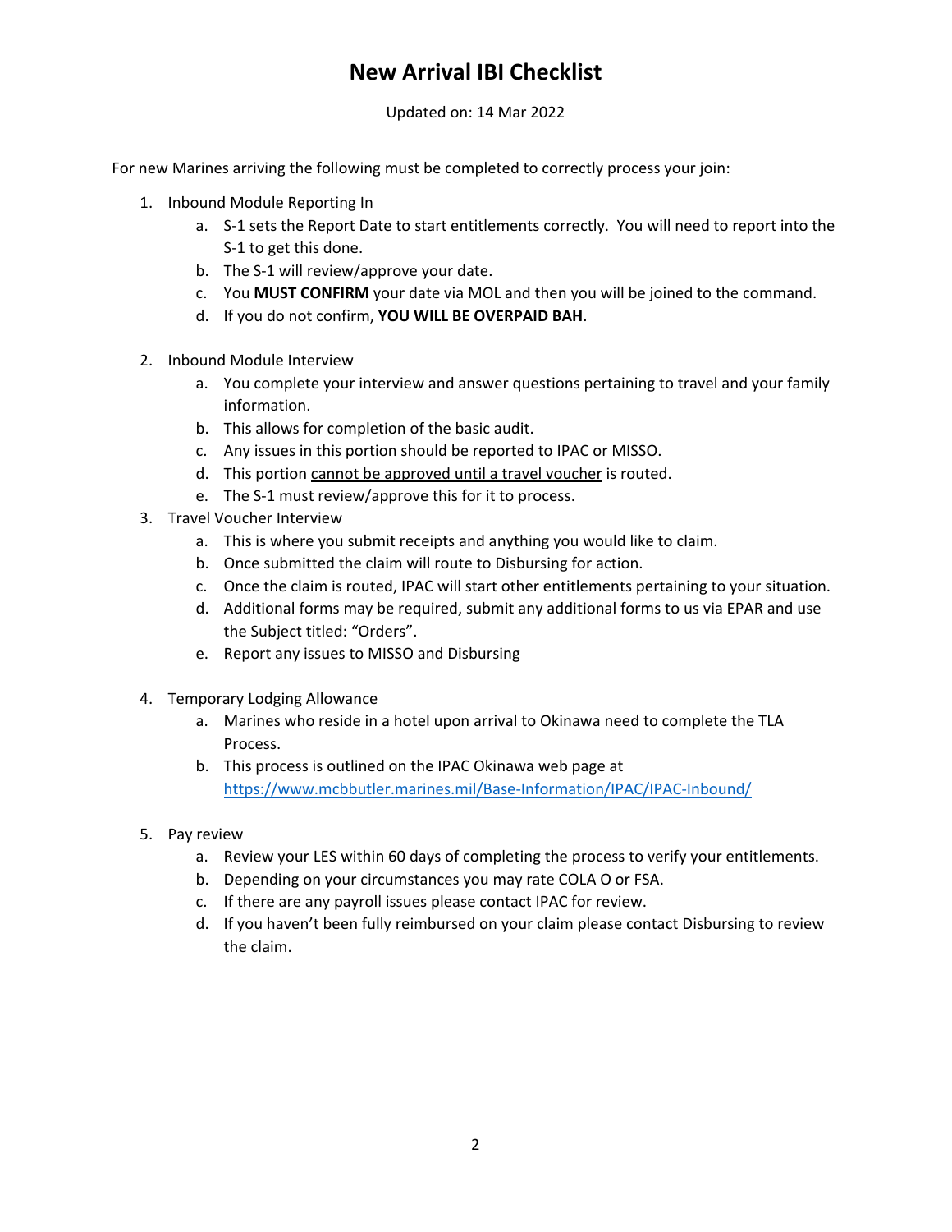# New Arrival IBI Checklist

Updated on: 14 Mar 2022

For new Marines arriving the following must be completed to correctly process your join:

1. Inbound Module Reporting In
   a. S-1 sets the Report Date to start entitlements correctly. You will need to report into the S-1 to get this done.
   b. The S-1 will review/approve your date.
   c. You **MUST CONFIRM** your date via MOL and then you will be joined to the command.
   d. If you do not confirm, **YOU WILL BE OVERPAID BAH**.

2. Inbound Module Interview
   a. You complete your interview and answer questions pertaining to travel and your family information.
   b. This allows for completion of the basic audit.
   c. Any issues in this portion should be reported to IPAC or MISSO.
   d. This portion <u>cannot be approved until a travel voucher</u> is routed.
   e. The S-1 must review/approve this for it to process.

3. Travel Voucher Interview
   a. This is where you submit receipts and anything you would like to claim.
   b. Once submitted the claim will route to Disbursing for action.
   c. Once the claim is routed, IPAC will start other entitlements pertaining to your situation.
   d. Additional forms may be required, submit any additional forms to us via EPAR and use the Subject titled: "Orders".
   e. Report any issues to MISSO and Disbursing

4. Temporary Lodging Allowance
   a. Marines who reside in a hotel upon arrival to Okinawa need to complete the TLA Process.
   b. This process is outlined on the IPAC Okinawa web page at https://www.mcbbutler.marines.mil/Base-Information/IPAC/IPAC-Inbound/

5. Pay review
   a. Review your LES within 60 days of completing the process to verify your entitlements.
   b. Depending on your circumstances you may rate COLA O or FSA.
   c. If there are any payroll issues please contact IPAC for review.
   d. If you haven't been fully reimbursed on your claim please contact Disbursing to review the claim.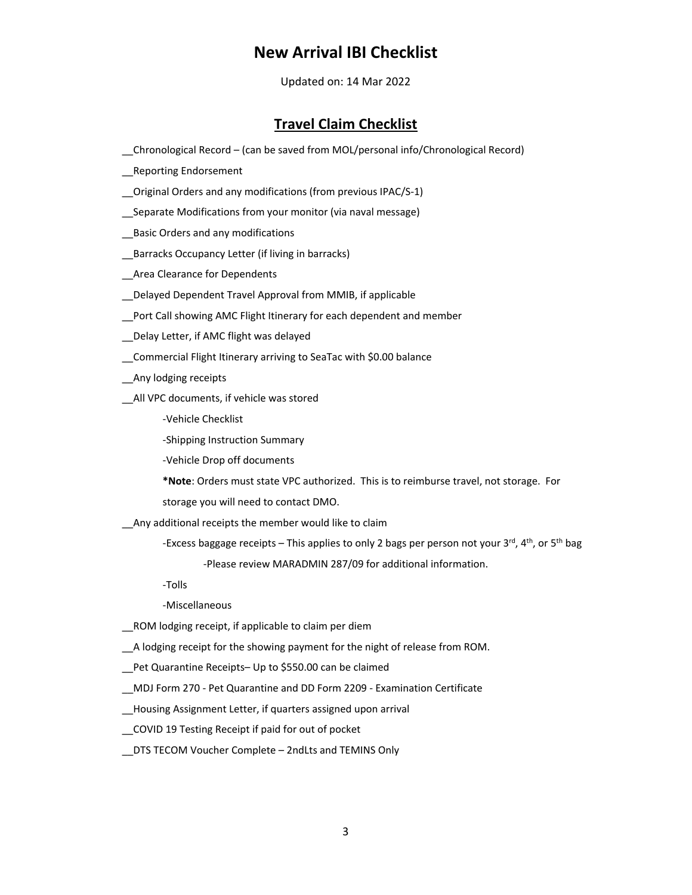# New Arrival IBI Checklist

Updated on: 14 Mar 2022

## Travel Claim Checklist

__Chronological Record – (can be saved from MOL/personal info/Chronological Record)

__Reporting Endorsement

__Original Orders and any modifications (from previous IPAC/S-1)

__Separate Modifications from your monitor (via naval message)

__Basic Orders and any modifications

__Barracks Occupancy Letter (if living in barracks)

__Area Clearance for Dependents

__Delayed Dependent Travel Approval from MMIB, if applicable

__Port Call showing AMC Flight Itinerary for each dependent and member

__Delay Letter, if AMC flight was delayed

__Commercial Flight Itinerary arriving to SeaTac with $0.00 balance

__Any lodging receipts

__All VPC documents, if vehicle was stored

- -Vehicle Checklist
- -Shipping Instruction Summary
- -Vehicle Drop off documents

**\*Note**: Orders must state VPC authorized. This is to reimburse travel, not storage. For storage you will need to contact DMO.

__Any additional receipts the member would like to claim

- -Excess baggage receipts – This applies to only 2 bags per person not your 3rd, 4th, or 5th bag
  - -Please review MARADMIN 287/09 for additional information.
- -Tolls
- -Miscellaneous

__ROM lodging receipt, if applicable to claim per diem

__A lodging receipt for the showing payment for the night of release from ROM.

__Pet Quarantine Receipts– Up to $550.00 can be claimed

__MDJ Form 270 - Pet Quarantine and DD Form 2209 - Examination Certificate

__Housing Assignment Letter, if quarters assigned upon arrival

__COVID 19 Testing Receipt if paid for out of pocket

__DTS TECOM Voucher Complete – 2ndLts and TEMINS Only